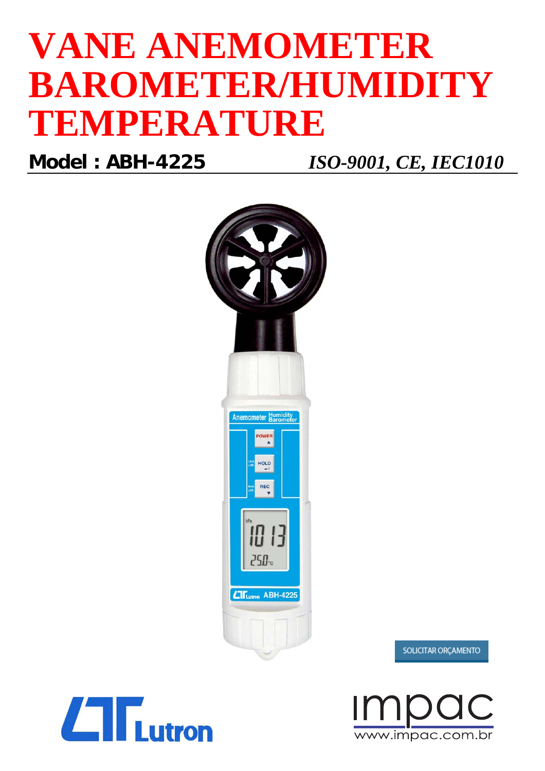# VANE ANEMOMETER BAROMETER/HUMIDITY TEMPERATURE

**Model : ABH-4225** *ISO-9001, CE, IEC1010*

SOLICITAR ORÇAMENTO

Lutron

impac
www.impac.com.br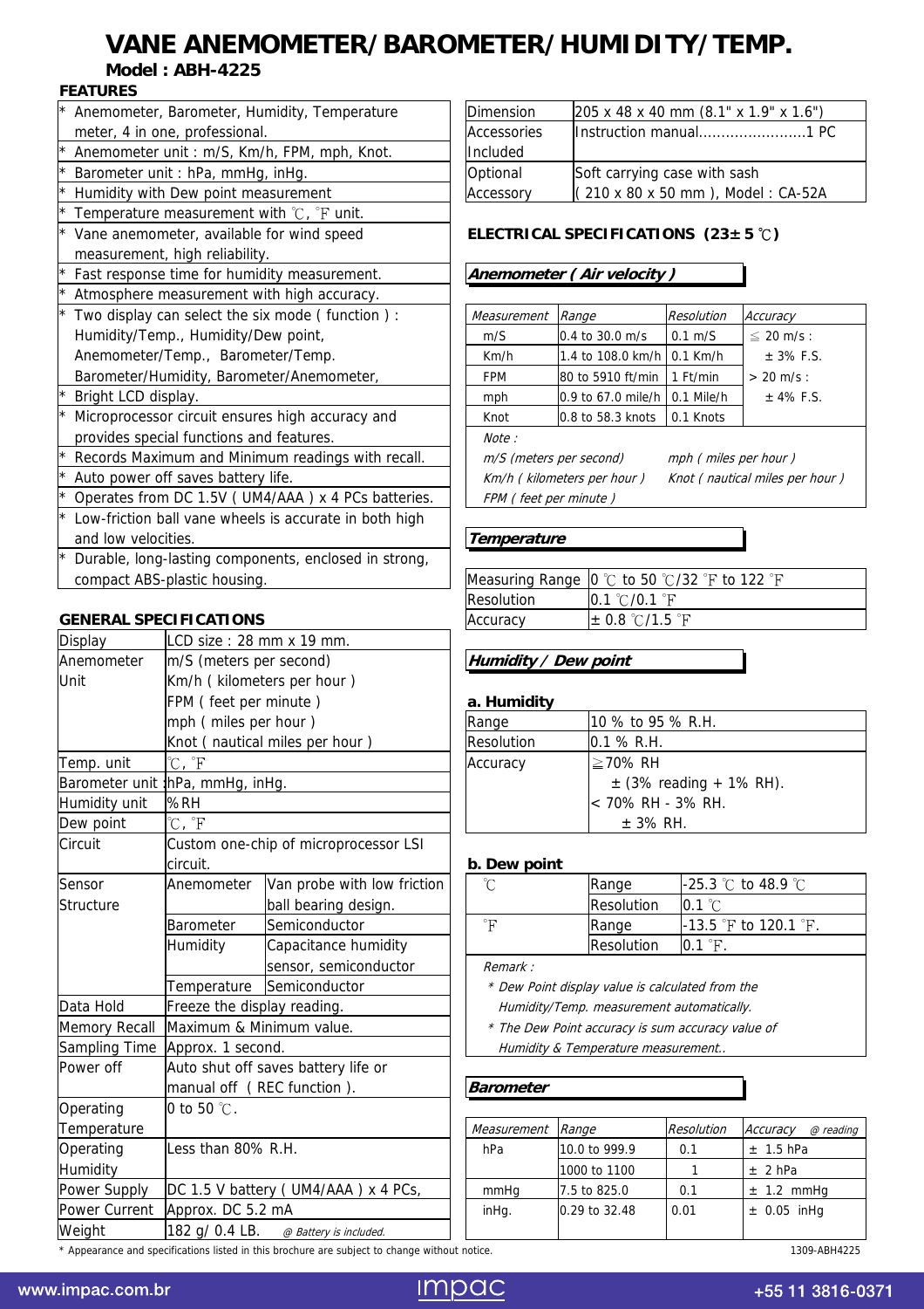# VANE ANEMOMETER/BAROMETER/HUMIDITY/TEMP.

**Model : ABH-4225**

### FEATURES

- \* Anemometer, Barometer, Humidity, Temperature meter, 4 in one, professional.
- \* Anemometer unit : m/S, Km/h, FPM, mph, Knot.
- \* Barometer unit : hPa, mmHg, inHg.
- \* Humidity with Dew point measurement
- \* Temperature measurement with ℃, ℉ unit.
- \* Vane anemometer, available for wind speed measurement, high reliability.
- \* Fast response time for humidity measurement.
- \* Atmosphere measurement with high accuracy.
- \* Two display can select the six mode ( function ) : Humidity/Temp., Humidity/Dew point, Anemometer/Temp., Barometer/Temp. Barometer/Humidity, Barometer/Anemometer,
- \* Bright LCD display.
- \* Microprocessor circuit ensures high accuracy and provides special functions and features.
- \* Records Maximum and Minimum readings with recall.
- \* Auto power off saves battery life.
- \* Operates from DC 1.5V ( UM4/AAA ) x 4 PCs batteries.
- \* Low-friction ball vane wheels is accurate in both high and low velocities.
- \* Durable, long-lasting components, enclosed in strong, compact ABS-plastic housing.

### GENERAL SPECIFICATIONS

| | | |
|---|---|---|
| Display | LCD size : 28 mm x 19 mm. | |
| Anemometer Unit | m/S (meters per second)<br>Km/h ( kilometers per hour )<br>FPM ( feet per minute )<br>mph ( miles per hour )<br>Knot ( nautical miles per hour ) | |
| Temp. unit | ℃, ℉ | |
| Barometer unit | hPa, mmHg, inHg. | |
| Humidity unit | %RH | |
| Dew point | ℃, ℉ | |
| Circuit | Custom one-chip of microprocessor LSI circuit. | |
| Sensor Structure | Anemometer | Van probe with low friction ball bearing design. |
| | Barometer | Semiconductor |
| | Humidity | Capacitance humidity sensor, semiconductor |
| | Temperature | Semiconductor |
| Data Hold | Freeze the display reading. | |
| Memory Recall | Maximum & Minimum value. | |
| Sampling Time | Approx. 1 second. | |
| Power off | Auto shut off saves battery life or manual off ( REC function ). | |
| Operating Temperature | 0 to 50 ℃. | |
| Operating Humidity | Less than 80% R.H. | |
| Power Supply | DC 1.5 V battery ( UM4/AAA ) x 4 PCs, | |
| Power Current | Approx. DC 5.2 mA | |
| Weight | 182 g/ 0.4 LB. @ Battery is included. | |

| | |
|---|---|
| Dimension | 205 x 48 x 40 mm (8.1" x 1.9" x 1.6") |
| Accessories Included | Instruction manual........................1 PC |
| Optional Accessory | Soft carrying case with sash ( 210 x 80 x 50 mm ), Model : CA-52A |

### ELECTRICAL SPECIFICATIONS (23± 5 ℃)

**Anemometer ( Air velocity )**

| Measurement | Range | Resolution | Accuracy |
|---|---|---|---|
| m/S | 0.4 to 30.0 m/s | 0.1 m/S | ≦ 20 m/s : ± 3% F.S. |
| Km/h | 1.4 to 108.0 km/h | 0.1 Km/h | |
| FPM | 80 to 5910 ft/min | 1 Ft/min | > 20 m/s : ± 4% F.S. |
| mph | 0.9 to 67.0 mile/h | 0.1 Mile/h | |
| Knot | 0.8 to 58.3 knots | 0.1 Knots | |

*Note :*
*m/S (meters per second)  mph ( miles per hour )*
*Km/h ( kilometers per hour )  Knot ( nautical miles per hour )*
*FPM ( feet per minute )*

**Temperature**

| | |
|---|---|
| Measuring Range | 0 ℃ to 50 ℃/32 ℉ to 122 ℉ |
| Resolution | 0.1 ℃/0.1 ℉ |
| Accuracy | ± 0.8 ℃/1.5 ℉ |

**Humidity / Dew point**

**a. Humidity**

| | |
|---|---|
| Range | 10 % to 95 % R.H. |
| Resolution | 0.1 % R.H. |
| Accuracy | ≧70% RH<br>± (3% reading + 1% RH).<br>< 70% RH - 3% RH.<br>± 3% RH. |

**b. Dew point**

| | | |
|---|---|---|
| ℃ | Range | -25.3 ℃ to 48.9 ℃ |
| | Resolution | 0.1 ℃ |
| ℉ | Range | -13.5 ℉ to 120.1 ℉. |
| | Resolution | 0.1 ℉. |

*Remark :*
*\* Dew Point display value is calculated from the Humidity/Temp. measurement automatically.*
*\* The Dew Point accuracy is sum accuracy value of Humidity & Temperature measurement..*

**Barometer**

| Measurement | Range | Resolution | Accuracy @ reading |
|---|---|---|---|
| hPa | 10.0 to 999.9 | 0.1 | ± 1.5 hPa |
| | 1000 to 1100 | 1 | ± 2 hPa |
| mmHg | 7.5 to 825.0 | 0.1 | ± 1.2 mmHg |
| inHg. | 0.29 to 32.48 | 0.01 | ± 0.05 inHg |

\* Appearance and specifications listed in this brochure are subject to change without notice.

1309-ABH4225

www.impac.com.br  impac  +55 11 3816-0371